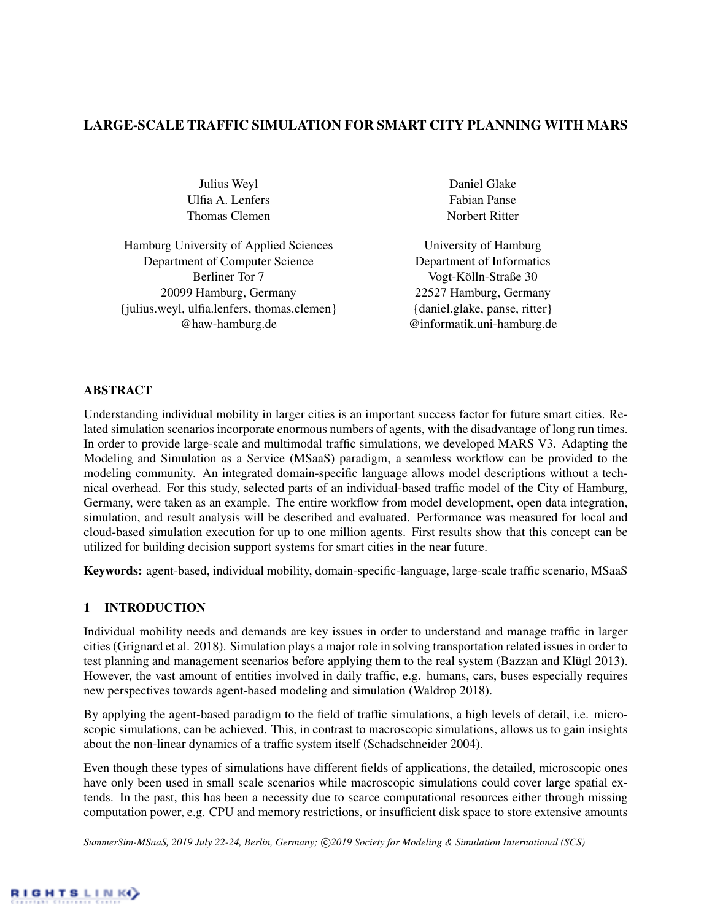# LARGE-SCALE TRAFFIC SIMULATION FOR SMART CITY PLANNING WITH MARS

Julius Weyl
Ulfia A. Lenfers
Thomas Clemen

Hamburg University of Applied Sciences
Department of Computer Science
Berliner Tor 7
20099 Hamburg, Germany
{julius.weyl, ulfia.lenfers, thomas.clemen}
@haw-hamburg.de

Daniel Glake
Fabian Panse
Norbert Ritter

University of Hamburg
Department of Informatics
Vogt-Kölln-Straße 30
22527 Hamburg, Germany
{daniel.glake, panse, ritter}
@informatik.uni-hamburg.de

## ABSTRACT

Understanding individual mobility in larger cities is an important success factor for future smart cities. Related simulation scenarios incorporate enormous numbers of agents, with the disadvantage of long run times. In order to provide large-scale and multimodal traffic simulations, we developed MARS V3. Adapting the Modeling and Simulation as a Service (MSaaS) paradigm, a seamless workflow can be provided to the modeling community. An integrated domain-specific language allows model descriptions without a technical overhead. For this study, selected parts of an individual-based traffic model of the City of Hamburg, Germany, were taken as an example. The entire workflow from model development, open data integration, simulation, and result analysis will be described and evaluated. Performance was measured for local and cloud-based simulation execution for up to one million agents. First results show that this concept can be utilized for building decision support systems for smart cities in the near future.

**Keywords:** agent-based, individual mobility, domain-specific-language, large-scale traffic scenario, MSaaS

## 1 INTRODUCTION

Individual mobility needs and demands are key issues in order to understand and manage traffic in larger cities (Grignard et al. 2018). Simulation plays a major role in solving transportation related issues in order to test planning and management scenarios before applying them to the real system (Bazzan and Klügl 2013). However, the vast amount of entities involved in daily traffic, e.g. humans, cars, buses especially requires new perspectives towards agent-based modeling and simulation (Waldrop 2018).

By applying the agent-based paradigm to the field of traffic simulations, a high levels of detail, i.e. microscopic simulations, can be achieved. This, in contrast to macroscopic simulations, allows us to gain insights about the non-linear dynamics of a traffic system itself (Schadschneider 2004).

Even though these types of simulations have different fields of applications, the detailed, microscopic ones have only been used in small scale scenarios while macroscopic simulations could cover large spatial extends. In the past, this has been a necessity due to scarce computational resources either through missing computation power, e.g. CPU and memory restrictions, or insufficient disk space to store extensive amounts

*SummerSim-MSaaS, 2019 July 22-24, Berlin, Germany; ©2019 Society for Modeling & Simulation International (SCS)*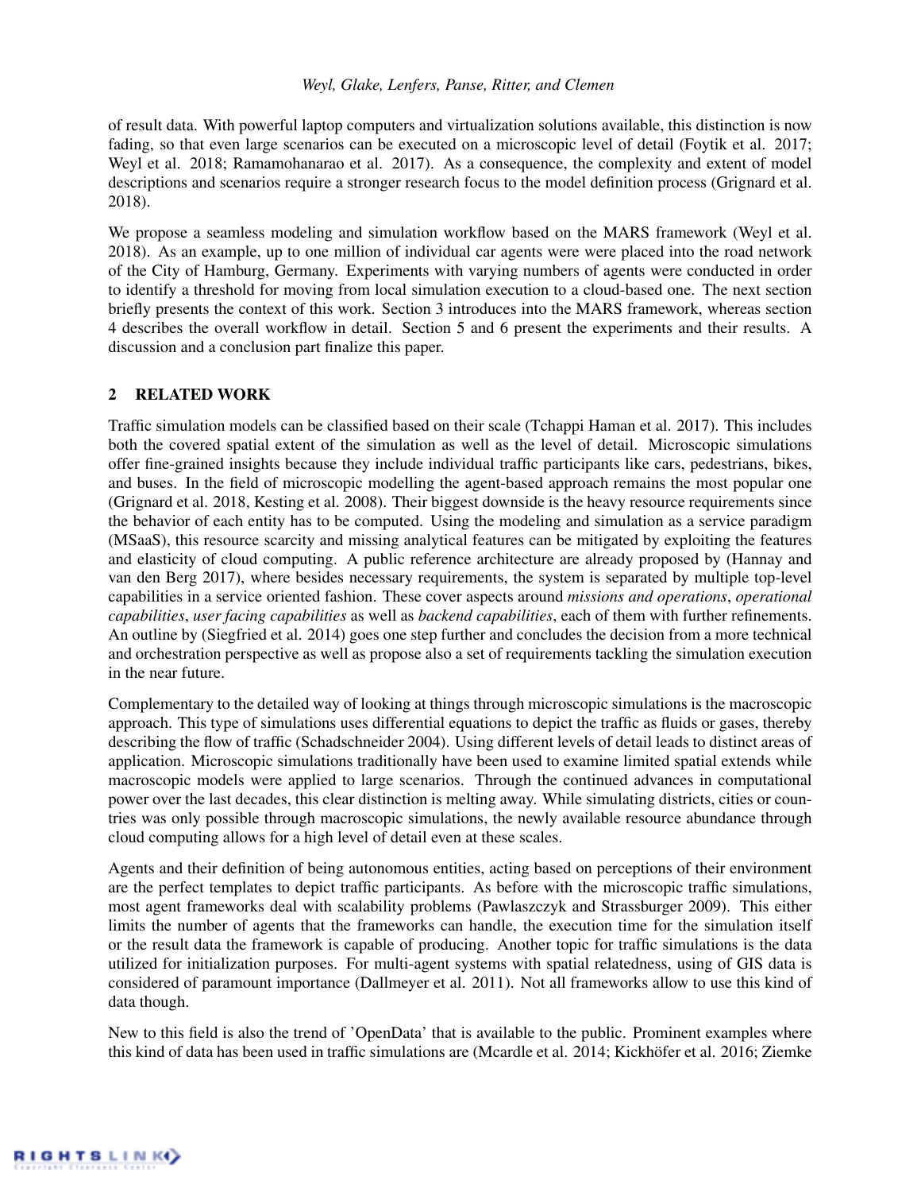of result data. With powerful laptop computers and virtualization solutions available, this distinction is now fading, so that even large scenarios can be executed on a microscopic level of detail (Foytik et al. 2017; Weyl et al. 2018; Ramamohanarao et al. 2017). As a consequence, the complexity and extent of model descriptions and scenarios require a stronger research focus to the model definition process (Grignard et al. 2018).

We propose a seamless modeling and simulation workflow based on the MARS framework (Weyl et al. 2018). As an example, up to one million of individual car agents were were placed into the road network of the City of Hamburg, Germany. Experiments with varying numbers of agents were conducted in order to identify a threshold for moving from local simulation execution to a cloud-based one. The next section briefly presents the context of this work. Section 3 introduces into the MARS framework, whereas section 4 describes the overall workflow in detail. Section 5 and 6 present the experiments and their results. A discussion and a conclusion part finalize this paper.

## 2 RELATED WORK

Traffic simulation models can be classified based on their scale (Tchappi Haman et al. 2017). This includes both the covered spatial extent of the simulation as well as the level of detail. Microscopic simulations offer fine-grained insights because they include individual traffic participants like cars, pedestrians, bikes, and buses. In the field of microscopic modelling the agent-based approach remains the most popular one (Grignard et al. 2018, Kesting et al. 2008). Their biggest downside is the heavy resource requirements since the behavior of each entity has to be computed. Using the modeling and simulation as a service paradigm (MSaaS), this resource scarcity and missing analytical features can be mitigated by exploiting the features and elasticity of cloud computing. A public reference architecture are already proposed by (Hannay and van den Berg 2017), where besides necessary requirements, the system is separated by multiple top-level capabilities in a service oriented fashion. These cover aspects around *missions and operations*, *operational capabilities*, *user facing capabilities* as well as *backend capabilities*, each of them with further refinements. An outline by (Siegfried et al. 2014) goes one step further and concludes the decision from a more technical and orchestration perspective as well as propose also a set of requirements tackling the simulation execution in the near future.

Complementary to the detailed way of looking at things through microscopic simulations is the macroscopic approach. This type of simulations uses differential equations to depict the traffic as fluids or gases, thereby describing the flow of traffic (Schadschneider 2004). Using different levels of detail leads to distinct areas of application. Microscopic simulations traditionally have been used to examine limited spatial extends while macroscopic models were applied to large scenarios. Through the continued advances in computational power over the last decades, this clear distinction is melting away. While simulating districts, cities or countries was only possible through macroscopic simulations, the newly available resource abundance through cloud computing allows for a high level of detail even at these scales.

Agents and their definition of being autonomous entities, acting based on perceptions of their environment are the perfect templates to depict traffic participants. As before with the microscopic traffic simulations, most agent frameworks deal with scalability problems (Pawlaszczyk and Strassburger 2009). This either limits the number of agents that the frameworks can handle, the execution time for the simulation itself or the result data the framework is capable of producing. Another topic for traffic simulations is the data utilized for initialization purposes. For multi-agent systems with spatial relatedness, using of GIS data is considered of paramount importance (Dallmeyer et al. 2011). Not all frameworks allow to use this kind of data though.

New to this field is also the trend of 'OpenData' that is available to the public. Prominent examples where this kind of data has been used in traffic simulations are (Mcardle et al. 2014; Kickhöfer et al. 2016; Ziemke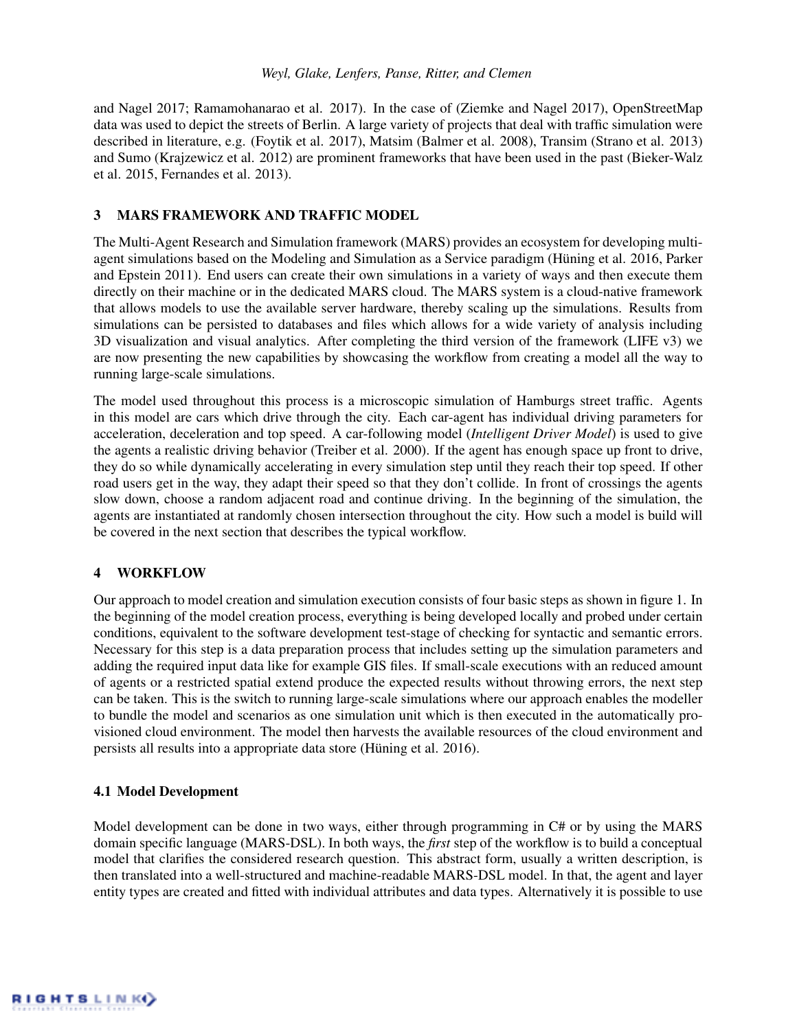and Nagel 2017; Ramamohanarao et al. 2017). In the case of (Ziemke and Nagel 2017), OpenStreetMap data was used to depict the streets of Berlin. A large variety of projects that deal with traffic simulation were described in literature, e.g. (Foytik et al. 2017), Matsim (Balmer et al. 2008), Transim (Strano et al. 2013) and Sumo (Krajzewicz et al. 2012) are prominent frameworks that have been used in the past (Bieker-Walz et al. 2015, Fernandes et al. 2013).

## 3 MARS FRAMEWORK AND TRAFFIC MODEL

The Multi-Agent Research and Simulation framework (MARS) provides an ecosystem for developing multi-agent simulations based on the Modeling and Simulation as a Service paradigm (Hüning et al. 2016, Parker and Epstein 2011). End users can create their own simulations in a variety of ways and then execute them directly on their machine or in the dedicated MARS cloud. The MARS system is a cloud-native framework that allows models to use the available server hardware, thereby scaling up the simulations. Results from simulations can be persisted to databases and files which allows for a wide variety of analysis including 3D visualization and visual analytics. After completing the third version of the framework (LIFE v3) we are now presenting the new capabilities by showcasing the workflow from creating a model all the way to running large-scale simulations.

The model used throughout this process is a microscopic simulation of Hamburgs street traffic. Agents in this model are cars which drive through the city. Each car-agent has individual driving parameters for acceleration, deceleration and top speed. A car-following model (*Intelligent Driver Model*) is used to give the agents a realistic driving behavior (Treiber et al. 2000). If the agent has enough space up front to drive, they do so while dynamically accelerating in every simulation step until they reach their top speed. If other road users get in the way, they adapt their speed so that they don't collide. In front of crossings the agents slow down, choose a random adjacent road and continue driving. In the beginning of the simulation, the agents are instantiated at randomly chosen intersection throughout the city. How such a model is build will be covered in the next section that describes the typical workflow.

## 4 WORKFLOW

Our approach to model creation and simulation execution consists of four basic steps as shown in figure 1. In the beginning of the model creation process, everything is being developed locally and probed under certain conditions, equivalent to the software development test-stage of checking for syntactic and semantic errors. Necessary for this step is a data preparation process that includes setting up the simulation parameters and adding the required input data like for example GIS files. If small-scale executions with an reduced amount of agents or a restricted spatial extend produce the expected results without throwing errors, the next step can be taken. This is the switch to running large-scale simulations where our approach enables the modeller to bundle the model and scenarios as one simulation unit which is then executed in the automatically provisioned cloud environment. The model then harvests the available resources of the cloud environment and persists all results into a appropriate data store (Hüning et al. 2016).

### 4.1 Model Development

Model development can be done in two ways, either through programming in C# or by using the MARS domain specific language (MARS-DSL). In both ways, the *first* step of the workflow is to build a conceptual model that clarifies the considered research question. This abstract form, usually a written description, is then translated into a well-structured and machine-readable MARS-DSL model. In that, the agent and layer entity types are created and fitted with individual attributes and data types. Alternatively it is possible to use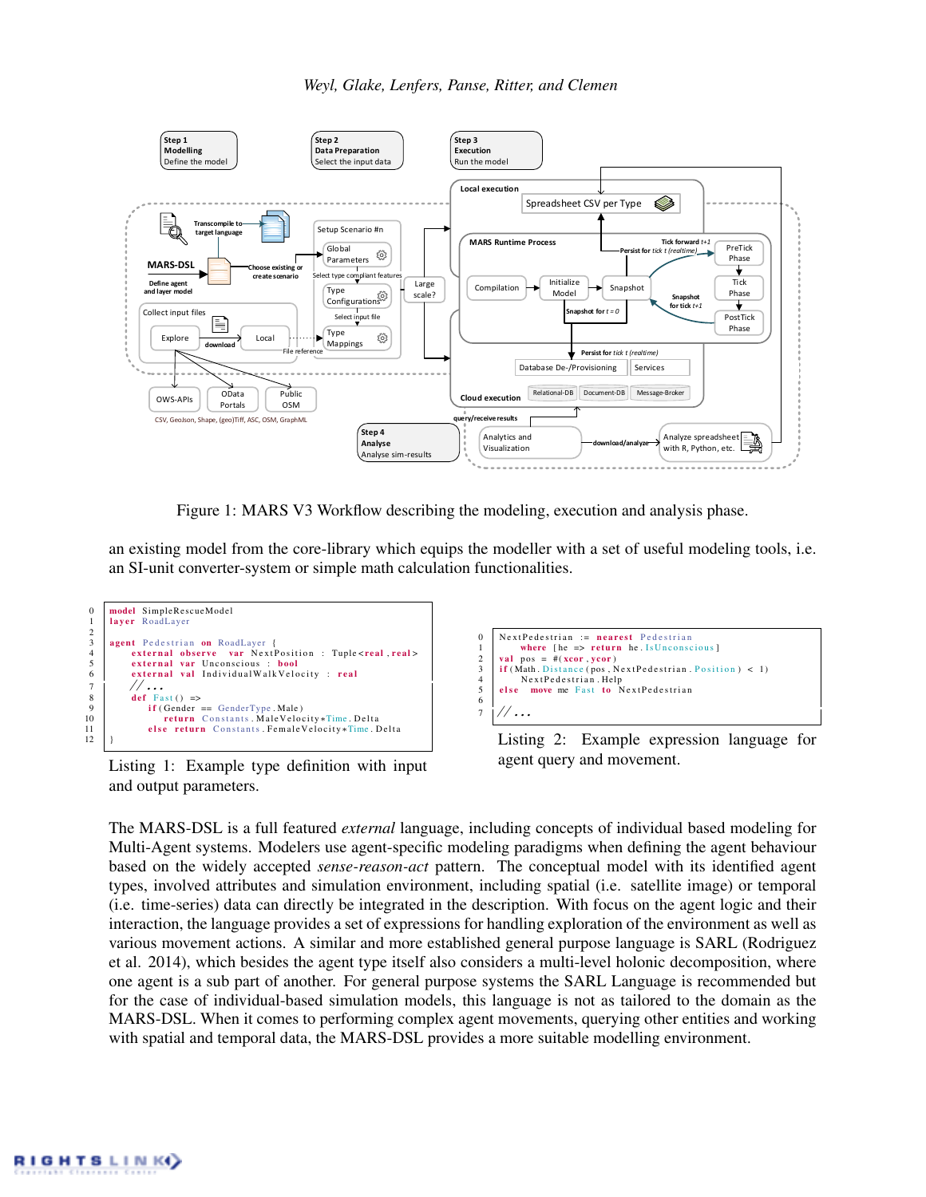Figure 1: MARS V3 Workflow describing the modeling, execution and analysis phase.

an existing model from the core-library which equips the modeller with a set of useful modeling tools, i.e. an SI-unit converter-system or simple math calculation functionalities.

```
0  model SimpleRescueModel
1  layer RoadLayer
2
3  agent Pedestrian on RoadLayer {
4      external observe var NextPosition : Tuple<real,real>
5      external var Unconscious : bool
6      external val IndividualWalkVelocity : real
7      //...
8      def Fast() =>
9          if(Gender == GenderType.Male)
10             return Constants.MaleVelocity*Time.Delta
11         else return Constants.FemaleVelocity*Time.Delta
12 }
```

Listing 1: Example type definition with input and output parameters.

```
0  NextPedestrian := nearest Pedestrian
1      where [he => return he.IsUnconscious]
2  val pos = #(xcor,ycor)
3  if(Math.Distance(pos,NextPedestrian.Position) < 1)
4      NextPedestrian.Help
5  else move me Fast to NextPedestrian
6
7  //...
```

Listing 2: Example expression language for agent query and movement.

The MARS-DSL is a full featured *external* language, including concepts of individual based modeling for Multi-Agent systems. Modelers use agent-specific modeling paradigms when defining the agent behaviour based on the widely accepted *sense-reason-act* pattern. The conceptual model with its identified agent types, involved attributes and simulation environment, including spatial (i.e. satellite image) or temporal (i.e. time-series) data can directly be integrated in the description. With focus on the agent logic and their interaction, the language provides a set of expressions for handling exploration of the environment as well as various movement actions. A similar and more established general purpose language is SARL (Rodriguez et al. 2014), which besides the agent itself also considers a multi-level holonic decomposition, where one agent is a sub part of another. For general purpose systems the SARL Language is recommended but for the case of individual-based simulation models, this language is not as tailored to the domain as the MARS-DSL. When it comes to performing complex agent movements, querying other entities and working with spatial and temporal data, the MARS-DSL provides a more suitable modelling environment.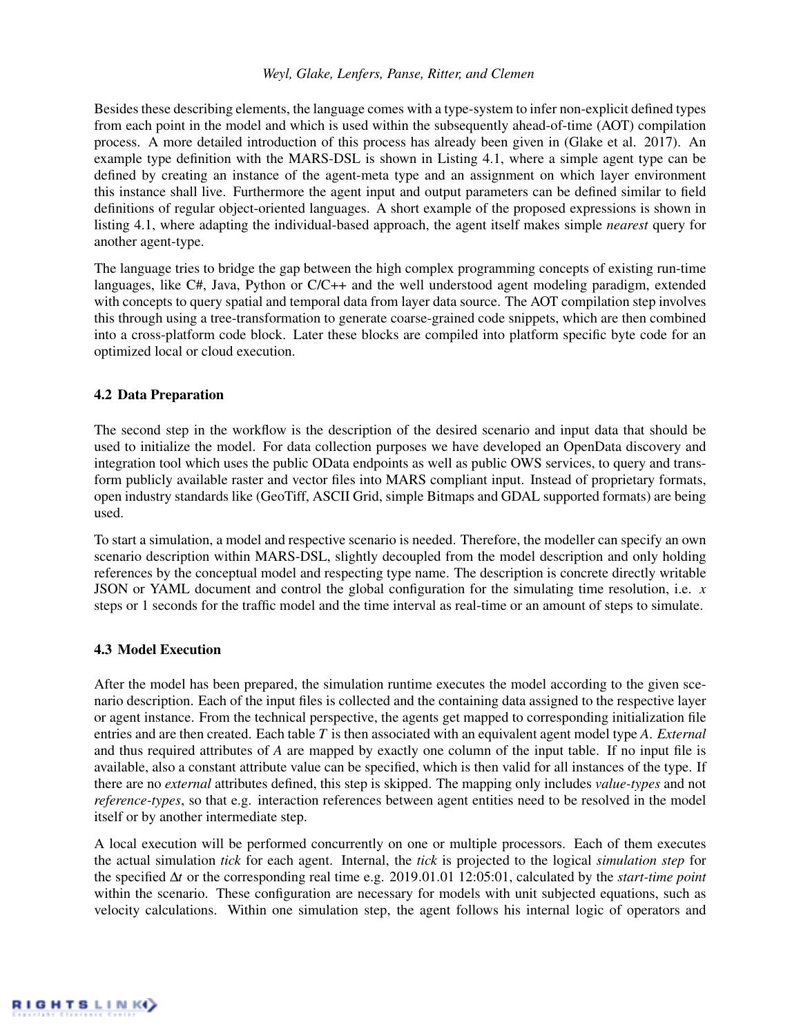Besides these describing elements, the language comes with a type-system to infer non-explicit defined types from each point in the model and which is used within the subsequently ahead-of-time (AOT) compilation process. A more detailed introduction of this process has already been given in (Glake et al. 2017). An example type definition with the MARS-DSL is shown in Listing 4.1, where a simple agent type can be defined by creating an instance of the agent-meta type and an assignment on which layer environment this instance shall live. Furthermore the agent input and output parameters can be defined similar to field definitions of regular object-oriented languages. A short example of the proposed expressions is shown in listing 4.1, where adapting the individual-based approach, the agent itself makes simple *nearest* query for another agent-type.

The language tries to bridge the gap between the high complex programming concepts of existing run-time languages, like C#, Java, Python or C/C++ and the well understood agent modeling paradigm, extended with concepts to query spatial and temporal data from layer data source. The AOT compilation step involves this through using a tree-transformation to generate coarse-grained code snippets, which are then combined into a cross-platform code block. Later these blocks are compiled into platform specific byte code for an optimized local or cloud execution.

### 4.2 Data Preparation

The second step in the workflow is the description of the desired scenario and input data that should be used to initialize the model. For data collection purposes we have developed an OpenData discovery and integration tool which uses the public OData endpoints as well as public OWS services, to query and transform publicly available raster and vector files into MARS compliant input. Instead of proprietary formats, open industry standards like (GeoTiff, ASCII Grid, simple Bitmaps and GDAL supported formats) are being used.

To start a simulation, a model and respective scenario is needed. Therefore, the modeller can specify an own scenario description within MARS-DSL, slightly decoupled from the model description and only holding references by the conceptual model and respecting type name. The description is concrete directly writable JSON or YAML document and control the global configuration for the simulating time resolution, i.e. $x$ steps or 1 seconds for the traffic model and the time interval as real-time or an amount of steps to simulate.

### 4.3 Model Execution

After the model has been prepared, the simulation runtime executes the model according to the given scenario description. Each of the input files is collected and the containing data assigned to the respective layer or agent instance. From the technical perspective, the agents get mapped to corresponding initialization file entries and are then created. Each table $T$ is then associated with an equivalent agent model type $A$. *External* and thus required attributes of $A$ are mapped by exactly one column of the input table. If no input file is available, also a constant attribute value can be specified, which is then valid for all instances of the type. If there are no *external* attributes defined, this step is skipped. The mapping only includes *value-types* and not *reference-types*, so that e.g. interaction references between agent entities need to be resolved in the model itself or by another intermediate step.

A local execution will be performed concurrently on one or multiple processors. Each of them executes the actual simulation *tick* for each agent. Internal, the *tick* is projected to the logical *simulation step* for the specified $\Delta t$ or the corresponding real time e.g. 2019.01.01 12:05:01, calculated by the *start-time point* within the scenario. These configuration are necessary for models with unit subjected equations, such as velocity calculations. Within one simulation step, the agent follows his internal logic of operators and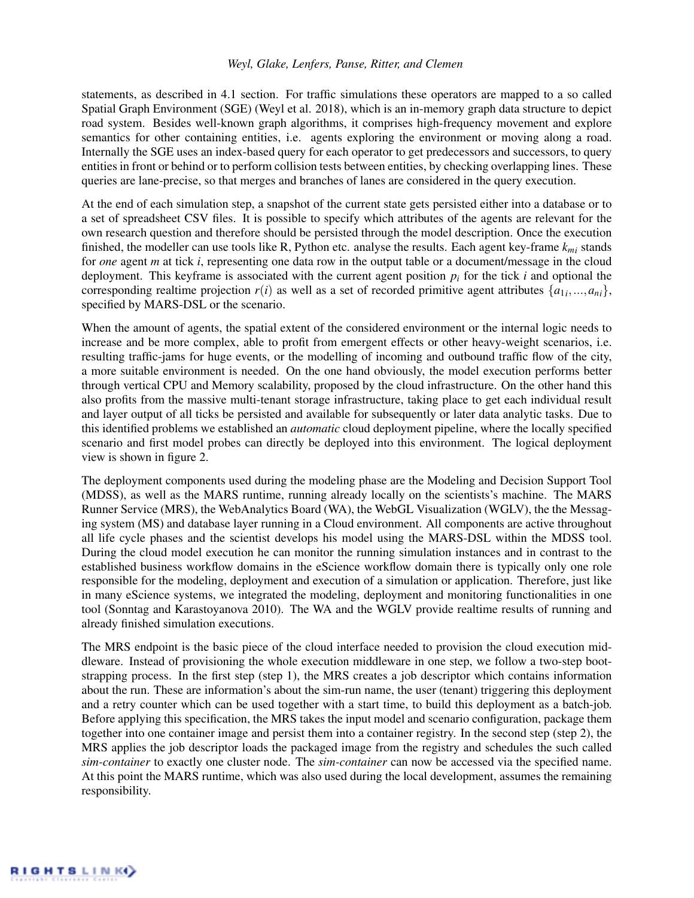statements, as described in 4.1 section. For traffic simulations these operators are mapped to a so called Spatial Graph Environment (SGE) (Weyl et al. 2018), which is an in-memory graph data structure to depict road system. Besides well-known graph algorithms, it comprises high-frequency movement and explore semantics for other containing entities, i.e. agents exploring the environment or moving along a road. Internally the SGE uses an index-based query for each operator to get predecessors and successors, to query entities in front or behind or to perform collision tests between entities, by checking overlapping lines. These queries are lane-precise, so that merges and branches of lanes are considered in the query execution.

At the end of each simulation step, a snapshot of the current state gets persisted either into a database or to a set of spreadsheet CSV files. It is possible to specify which attributes of the agents are relevant for the own research question and therefore should be persisted through the model description. Once the execution finished, the modeller can use tools like R, Python etc. analyse the results. Each agent key-frame $k_{mi}$ stands for *one* agent $m$ at tick $i$, representing one data row in the output table or a document/message in the cloud deployment. This keyframe is associated with the current agent position $p_i$ for the tick $i$ and optional the corresponding realtime projection $r(i)$ as well as a set of recorded primitive agent attributes $\{a_{1i},...,a_{ni}\}$, specified by MARS-DSL or the scenario.

When the amount of agents, the spatial extent of the considered environment or the internal logic needs to increase and be more complex, able to profit from emergent effects or other heavy-weight scenarios, i.e. resulting traffic-jams for huge events, or the modelling of incoming and outbound traffic flow of the city, a more suitable environment is needed. On the one hand obviously, the model execution performs better through vertical CPU and Memory scalability, proposed by the cloud infrastructure. On the other hand this also profits from the massive multi-tenant storage infrastructure, taking place to get each individual result and layer output of all ticks be persisted and available for subsequently or later data analytic tasks. Due to this identified problems we established an *automatic* cloud deployment pipeline, where the locally specified scenario and first model probes can directly be deployed into this environment. The logical deployment view is shown in figure 2.

The deployment components used during the modeling phase are the Modeling and Decision Support Tool (MDSS), as well as the MARS runtime, running already locally on the scientists's machine. The MARS Runner Service (MRS), the WebAnalytics Board (WA), the WebGL Visualization (WGLV), the the Messaging system (MS) and database layer running in a Cloud environment. All components are active throughout all life cycle phases and the scientist develops his model using the MARS-DSL within the MDSS tool. During the cloud model execution he can monitor the running simulation instances and in contrast to the established business workflow domains in the eScience workflow domain there is typically only one role responsible for the modeling, deployment and execution of a simulation or application. Therefore, just like in many eScience systems, we integrated the modeling, deployment and monitoring functionalities in one tool (Sonntag and Karastoyanova 2010). The WA and the WGLV provide realtime results of running and already finished simulation executions.

The MRS endpoint is the basic piece of the cloud interface needed to provision the cloud execution middleware. Instead of provisioning the whole execution middleware in one step, we follow a two-step bootstrapping process. In the first step (step 1), the MRS creates a job descriptor which contains information about the run. These are information's about the sim-run name, the user (tenant) triggering this deployment and a retry counter which can be used together with a start time, to build this deployment as a batch-job. Before applying this specification, the MRS takes the input model and scenario configuration, package them together into one container image and persist them into a container registry. In the second step (step 2), the MRS applies the job descriptor loads the packaged image from the registry and schedules the such called *sim-container* to exactly one cluster node. The *sim-container* can now be accessed via the specified name. At this point the MARS runtime, which was also used during the local development, assumes the remaining responsibility.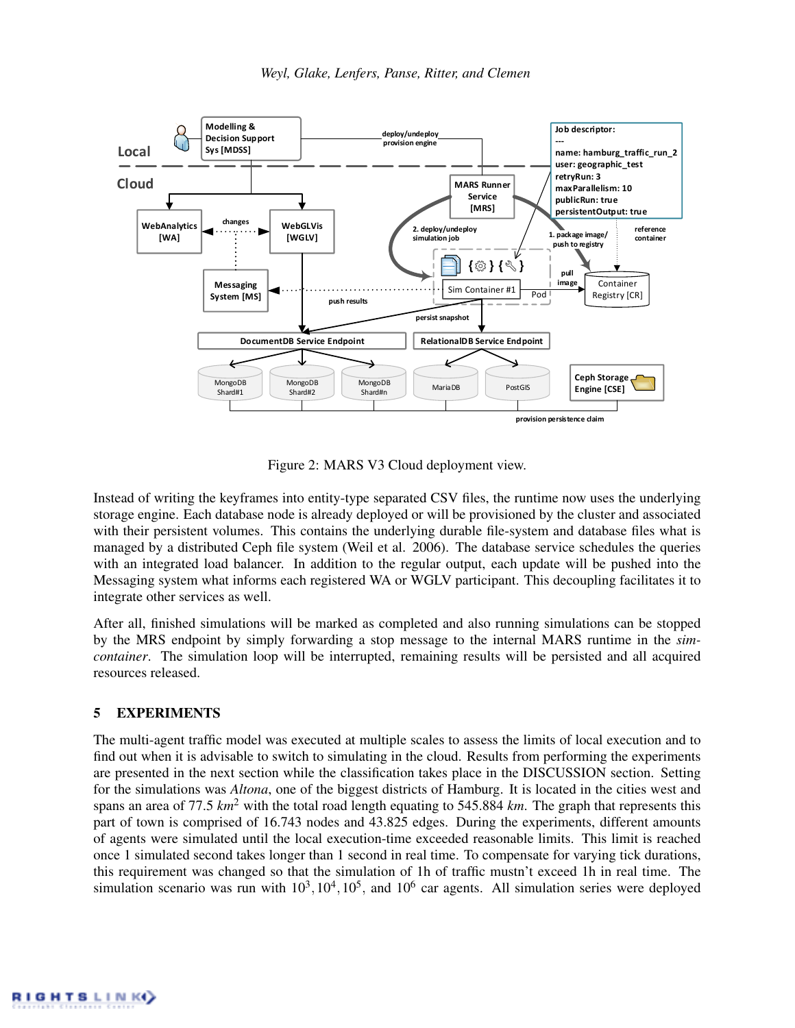Figure 2: MARS V3 Cloud deployment view.

Instead of writing the keyframes into entity-type separated CSV files, the runtime now uses the underlying storage engine. Each database node is already deployed or will be provisioned by the cluster and associated with their persistent volumes. This contains the underlying durable file-system and database files what is managed by a distributed Ceph file system (Weil et al. 2006). The database service schedules the queries with an integrated load balancer. In addition to the regular output, each update will be pushed into the Messaging system what informs each registered WA or WGLV participant. This decoupling facilitates it to integrate other services as well.

After all, finished simulations will be marked as completed and also running simulations can be stopped by the MRS endpoint by simply forwarding a stop message to the internal MARS runtime in the *sim-container*. The simulation loop will be interrupted, remaining results will be persisted and all acquired resources released.

## 5 EXPERIMENTS

The multi-agent traffic model was executed at multiple scales to assess the limits of local execution and to find out when it is advisable to switch to simulating in the cloud. Results from performing the experiments are presented in the next section while the classification takes place in the DISCUSSION section. Setting for the simulations was *Altona*, one of the biggest districts of Hamburg. It is located in the cities west and spans an area of 77.5 $km^2$ with the total road length equating to 545.884 $km$. The graph that represents this part of town is comprised of 16.743 nodes and 43.825 edges. During the experiments, different amounts of agents were simulated until the local execution-time exceeded reasonable limits. This limit is reached once 1 simulated second takes longer than 1 second in real time. To compensate for varying tick durations, this requirement was changed so that the simulation of 1h of traffic mustn't exceed 1h in real time. The simulation scenario was run with $10^3, 10^4, 10^5$, and $10^6$ car agents. All simulation series were deployed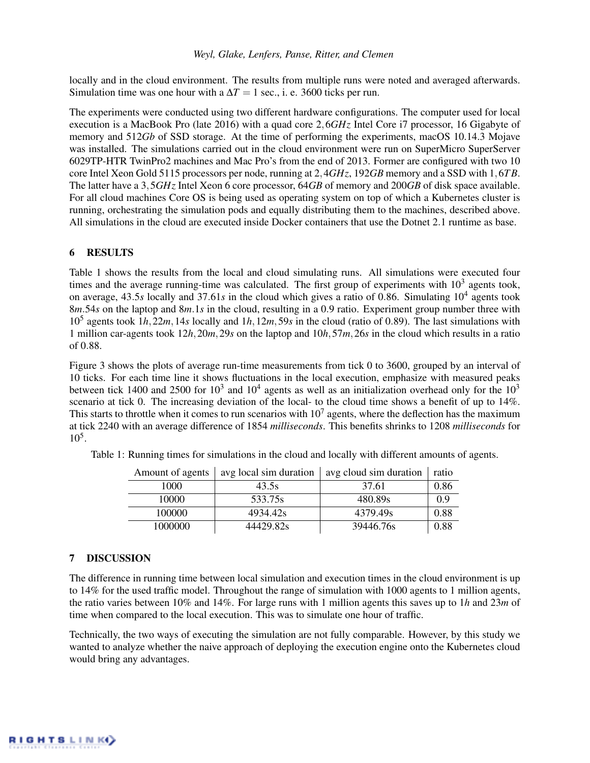locally and in the cloud environment. The results from multiple runs were noted and averaged afterwards. Simulation time was one hour with a $\Delta T = 1$ sec., i. e. 3600 ticks per run.

The experiments were conducted using two different hardware configurations. The computer used for local execution is a MacBook Pro (late 2016) with a quad core $2,6GHz$ Intel Core i7 processor, 16 Gigabyte of memory and $512Gb$ of SSD storage. At the time of performing the experiments, macOS 10.14.3 Mojave was installed. The simulations carried out in the cloud environment were run on SuperMicro SuperServer 6029TP-HTR TwinPro2 machines and Mac Pro's from the end of 2013. Former are configured with two 10 core Intel Xeon Gold 5115 processors per node, running at $2,4GHz$, $192GB$ memory and a SSD with $1,6TB$. The latter have a $3,5GHz$ Intel Xeon 6 core processor, $64GB$ of memory and $200GB$ of disk space available. For all cloud machines Core OS is being used as operating system on top of which a Kubernetes cluster is running, orchestrating the simulation pods and equally distributing them to the machines, described above. All simulations in the cloud are executed inside Docker containers that use the Dotnet 2.1 runtime as base.

## 6 RESULTS

Table 1 shows the results from the local and cloud simulating runs. All simulations were executed four times and the average running-time was calculated. The first group of experiments with $10^3$ agents took, on average, $43.5s$ locally and $37.61s$ in the cloud which gives a ratio of 0.86. Simulating $10^4$ agents took $8m.54s$ on the laptop and $8m.1s$ in the cloud, resulting in a 0.9 ratio. Experiment group number three with $10^5$ agents took $1h, 22m, 14s$ locally and $1h, 12m, 59s$ in the cloud (ratio of 0.89). The last simulations with 1 million car-agents took $12h, 20m, 29s$ on the laptop and $10h, 57m, 26s$ in the cloud which results in a ratio of 0.88.

Figure 3 shows the plots of average run-time measurements from tick 0 to 3600, grouped by an interval of 10 ticks. For each time line it shows fluctuations in the local execution, emphasize with measured peaks between tick 1400 and 2500 for $10^3$ and $10^4$ agents as well as an initialization overhead only for the $10^3$ scenario at tick 0. The increasing deviation of the local- to the cloud time shows a benefit of up to 14%. This starts to throttle when it comes to run scenarios with $10^7$ agents, where the deflection has the maximum at tick 2240 with an average difference of 1854 *milliseconds*. This benefits shrinks to 1208 *milliseconds* for $10^5$.

Table 1: Running times for simulations in the cloud and locally with different amounts of agents.

| Amount of agents | avg local sim duration | avg cloud sim duration | ratio |
|---|---|---|---|
| 1000 | 43.5s | 37.61 | 0.86 |
| 10000 | 533.75s | 480.89s | 0.9 |
| 100000 | 4934.42s | 4379.49s | 0.88 |
| 1000000 | 44429.82s | 39446.76s | 0.88 |

## 7 DISCUSSION

The difference in running time between local simulation and execution times in the cloud environment is up to 14% for the used traffic model. Throughout the range of simulation with 1000 agents to 1 million agents, the ratio varies between 10% and 14%. For large runs with 1 million agents this saves up to $1h$ and $23m$ of time when compared to the local execution. This was to simulate one hour of traffic.

Technically, the two ways of executing the simulation are not fully comparable. However, by this study we wanted to analyze whether the naive approach of deploying the execution engine onto the Kubernetes cloud would bring any advantages.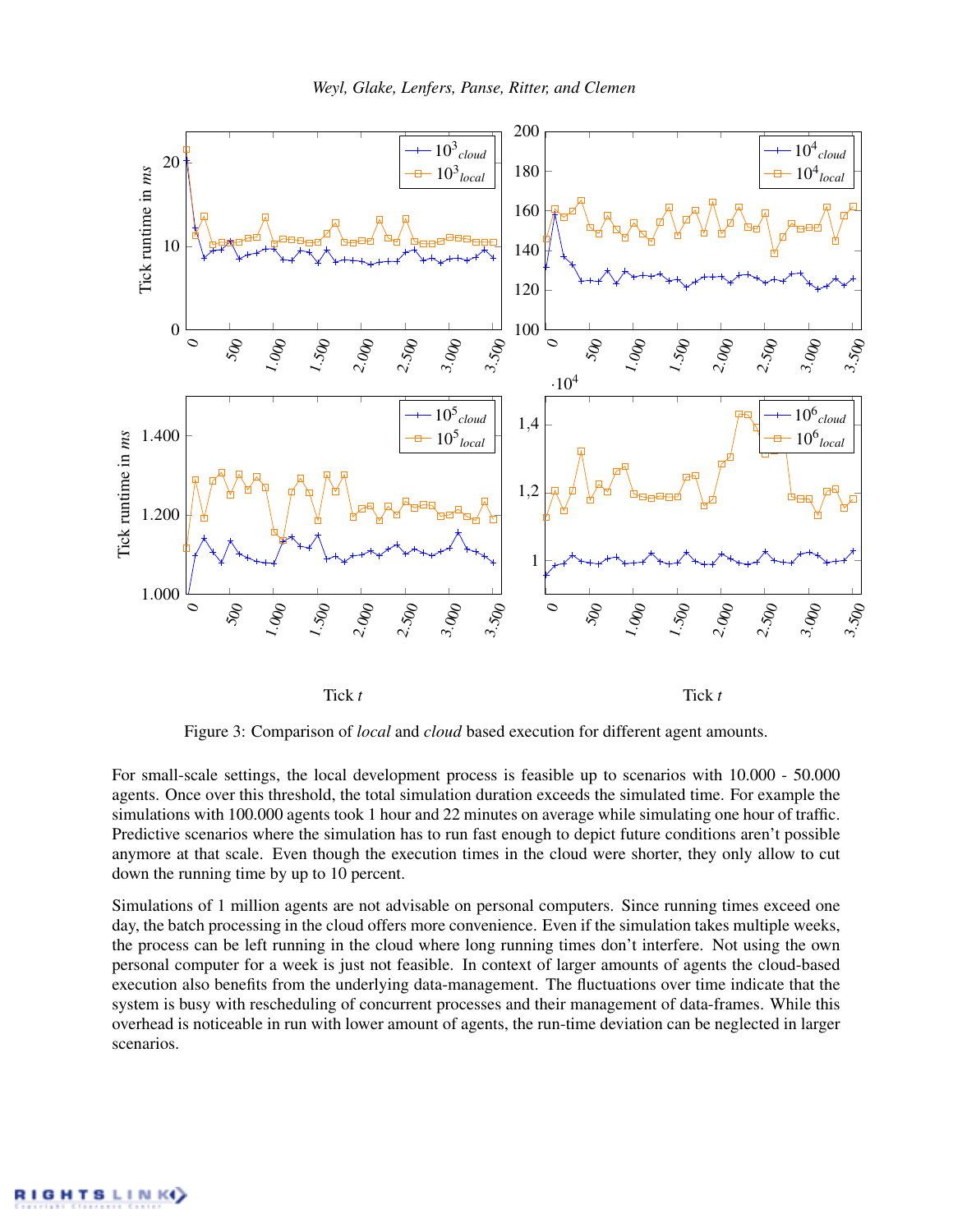Figure 3: Comparison of *local* and *cloud* based execution for different agent amounts.

For small-scale settings, the local development process is feasible up to scenarios with 10.000 - 50.000 agents. Once over this threshold, the total simulation duration exceeds the simulated time. For example the simulations with 100.000 agents took 1 hour and 22 minutes on average while simulating one hour of traffic. Predictive scenarios where the simulation has to run fast enough to depict future conditions aren't possible anymore at that scale. Even though the execution times in the cloud were shorter, they only allow to cut down the running time by up to 10 percent.

Simulations of 1 million agents are not advisable on personal computers. Since running times exceed one day, the batch processing in the cloud offers more convenience. Even if the simulation takes multiple weeks, the process can be left running in the cloud where long running times don't interfere. Not using the own personal computer for a week is just not feasible. In context of larger amounts of agents the cloud-based execution also benefits from the underlying data-management. The fluctuations over time indicate that the system is busy with rescheduling of concurrent processes and their management of data-frames. While this overhead is noticeable in run with lower amount of agents, the run-time deviation can be neglected in larger scenarios.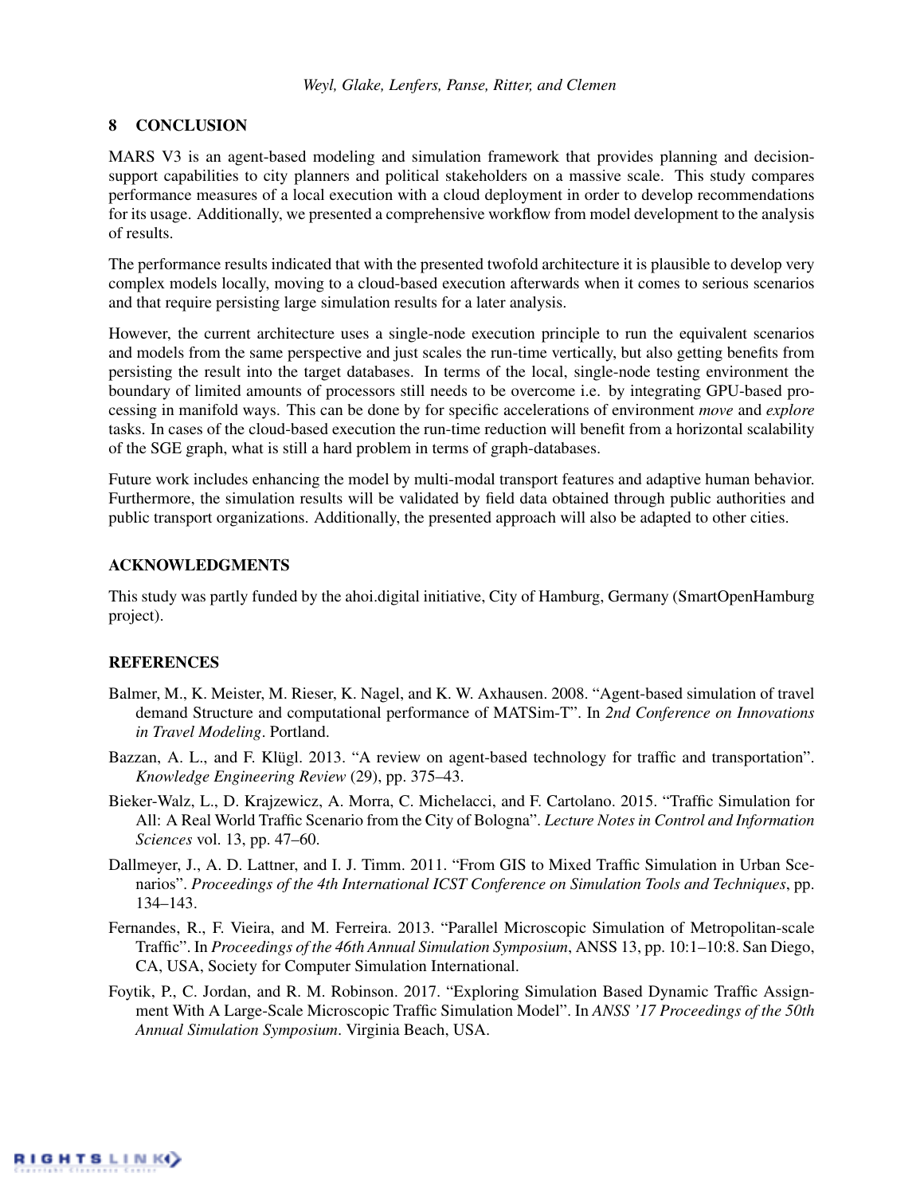## 8 CONCLUSION

MARS V3 is an agent-based modeling and simulation framework that provides planning and decision-support capabilities to city planners and political stakeholders on a massive scale. This study compares performance measures of a local execution with a cloud deployment in order to develop recommendations for its usage. Additionally, we presented a comprehensive workflow from model development to the analysis of results.

The performance results indicated that with the presented twofold architecture it is plausible to develop very complex models locally, moving to a cloud-based execution afterwards when it comes to serious scenarios and that require persisting large simulation results for a later analysis.

However, the current architecture uses a single-node execution principle to run the equivalent scenarios and models from the same perspective and just scales the run-time vertically, but also getting benefits from persisting the result into the target databases. In terms of the local, single-node testing environment the boundary of limited amounts of processors still needs to be overcome i.e. by integrating GPU-based processing in manifold ways. This can be done by for specific accelerations of environment *move* and *explore* tasks. In cases of the cloud-based execution the run-time reduction will benefit from a horizontal scalability of the SGE graph, what is still a hard problem in terms of graph-databases.

Future work includes enhancing the model by multi-modal transport features and adaptive human behavior. Furthermore, the simulation results will be validated by field data obtained through public authorities and public transport organizations. Additionally, the presented approach will also be adapted to other cities.

## ACKNOWLEDGMENTS

This study was partly funded by the ahoi.digital initiative, City of Hamburg, Germany (SmartOpenHamburg project).

## REFERENCES

Balmer, M., K. Meister, M. Rieser, K. Nagel, and K. W. Axhausen. 2008. "Agent-based simulation of travel demand Structure and computational performance of MATSim-T". In *2nd Conference on Innovations in Travel Modeling*. Portland.

Bazzan, A. L., and F. Klügl. 2013. "A review on agent-based technology for traffic and transportation". *Knowledge Engineering Review* (29), pp. 375–43.

Bieker-Walz, L., D. Krajzewicz, A. Morra, C. Michelacci, and F. Cartolano. 2015. "Traffic Simulation for All: A Real World Traffic Scenario from the City of Bologna". *Lecture Notes in Control and Information Sciences* vol. 13, pp. 47–60.

Dallmeyer, J., A. D. Lattner, and I. J. Timm. 2011. "From GIS to Mixed Traffic Simulation in Urban Scenarios". *Proceedings of the 4th International ICST Conference on Simulation Tools and Techniques*, pp. 134–143.

Fernandes, R., F. Vieira, and M. Ferreira. 2013. "Parallel Microscopic Simulation of Metropolitan-scale Traffic". In *Proceedings of the 46th Annual Simulation Symposium*, ANSS 13, pp. 10:1–10:8. San Diego, CA, USA, Society for Computer Simulation International.

Foytik, P., C. Jordan, and R. M. Robinson. 2017. "Exploring Simulation Based Dynamic Traffic Assignment With A Large-Scale Microscopic Traffic Simulation Model". In *ANSS '17 Proceedings of the 50th Annual Simulation Symposium*. Virginia Beach, USA.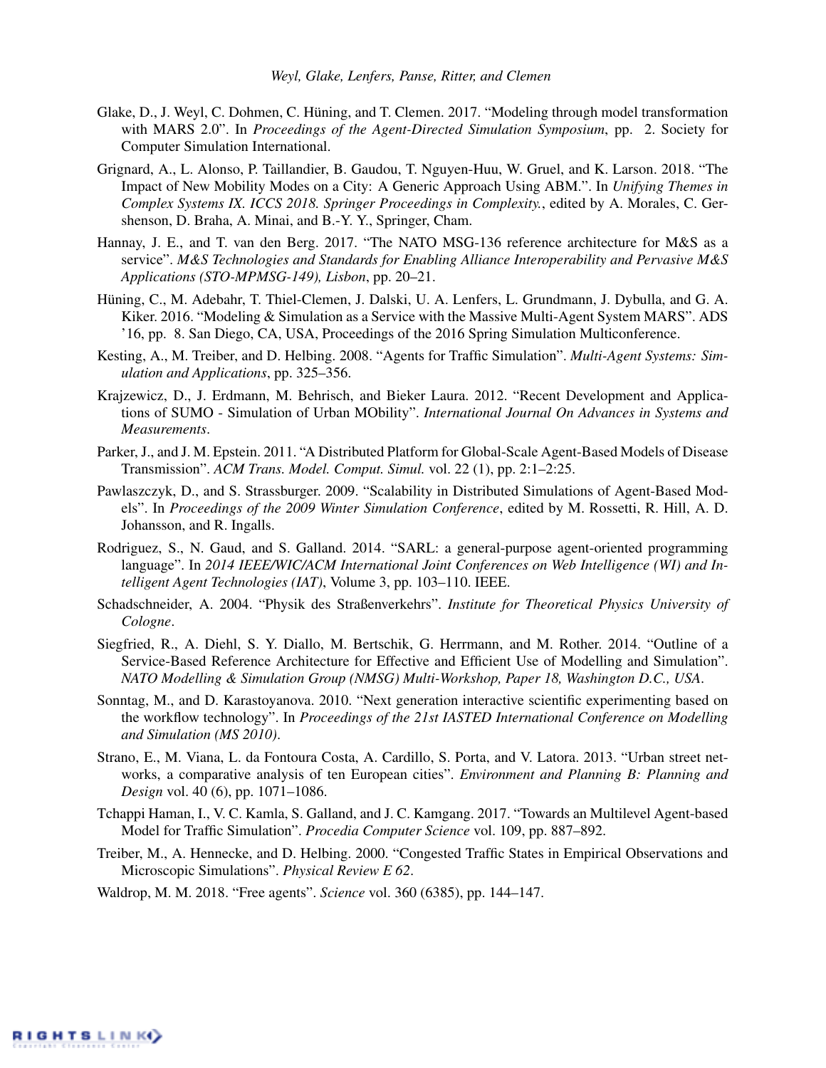Glake, D., J. Weyl, C. Dohmen, C. Hüning, and T. Clemen. 2017. "Modeling through model transformation with MARS 2.0". In *Proceedings of the Agent-Directed Simulation Symposium*, pp. 2. Society for Computer Simulation International.

Grignard, A., L. Alonso, P. Taillandier, B. Gaudou, T. Nguyen-Huu, W. Gruel, and K. Larson. 2018. "The Impact of New Mobility Modes on a City: A Generic Approach Using ABM.". In *Unifying Themes in Complex Systems IX. ICCS 2018. Springer Proceedings in Complexity.*, edited by A. Morales, C. Gershenson, D. Braha, A. Minai, and B.-Y. Y., Springer, Cham.

Hannay, J. E., and T. van den Berg. 2017. "The NATO MSG-136 reference architecture for M&S as a service". *M&S Technologies and Standards for Enabling Alliance Interoperability and Pervasive M&S Applications (STO-MPMSG-149), Lisbon*, pp. 20–21.

Hüning, C., M. Adebahr, T. Thiel-Clemen, J. Dalski, U. A. Lenfers, L. Grundmann, J. Dybulla, and G. A. Kiker. 2016. "Modeling & Simulation as a Service with the Massive Multi-Agent System MARS". ADS '16, pp. 8. San Diego, CA, USA, Proceedings of the 2016 Spring Simulation Multiconference.

Kesting, A., M. Treiber, and D. Helbing. 2008. "Agents for Traffic Simulation". *Multi-Agent Systems: Simulation and Applications*, pp. 325–356.

Krajzewicz, D., J. Erdmann, M. Behrisch, and Bieker Laura. 2012. "Recent Development and Applications of SUMO - Simulation of Urban MObility". *International Journal On Advances in Systems and Measurements*.

Parker, J., and J. M. Epstein. 2011. "A Distributed Platform for Global-Scale Agent-Based Models of Disease Transmission". *ACM Trans. Model. Comput. Simul.* vol. 22 (1), pp. 2:1–2:25.

Pawlaszczyk, D., and S. Strassburger. 2009. "Scalability in Distributed Simulations of Agent-Based Models". In *Proceedings of the 2009 Winter Simulation Conference*, edited by M. Rossetti, R. Hill, A. D. Johansson, and R. Ingalls.

Rodriguez, S., N. Gaud, and S. Galland. 2014. "SARL: a general-purpose agent-oriented programming language". In *2014 IEEE/WIC/ACM International Joint Conferences on Web Intelligence (WI) and Intelligent Agent Technologies (IAT)*, Volume 3, pp. 103–110. IEEE.

Schadschneider, A. 2004. "Physik des Straßenverkehrs". *Institute for Theoretical Physics University of Cologne*.

Siegfried, R., A. Diehl, S. Y. Diallo, M. Bertschik, G. Herrmann, and M. Rother. 2014. "Outline of a Service-Based Reference Architecture for Effective and Efficient Use of Modelling and Simulation". *NATO Modelling & Simulation Group (NMSG) Multi-Workshop, Paper 18, Washington D.C., USA*.

Sonntag, M., and D. Karastoyanova. 2010. "Next generation interactive scientific experimenting based on the workflow technology". In *Proceedings of the 21st IASTED International Conference on Modelling and Simulation (MS 2010)*.

Strano, E., M. Viana, L. da Fontoura Costa, A. Cardillo, S. Porta, and V. Latora. 2013. "Urban street networks, a comparative analysis of ten European cities". *Environment and Planning B: Planning and Design* vol. 40 (6), pp. 1071–1086.

Tchappi Haman, I., V. C. Kamla, S. Galland, and J. C. Kamgang. 2017. "Towards an Multilevel Agent-based Model for Traffic Simulation". *Procedia Computer Science* vol. 109, pp. 887–892.

Treiber, M., A. Hennecke, and D. Helbing. 2000. "Congested Traffic States in Empirical Observations and Microscopic Simulations". *Physical Review E 62*.

Waldrop, M. M. 2018. "Free agents". *Science* vol. 360 (6385), pp. 144–147.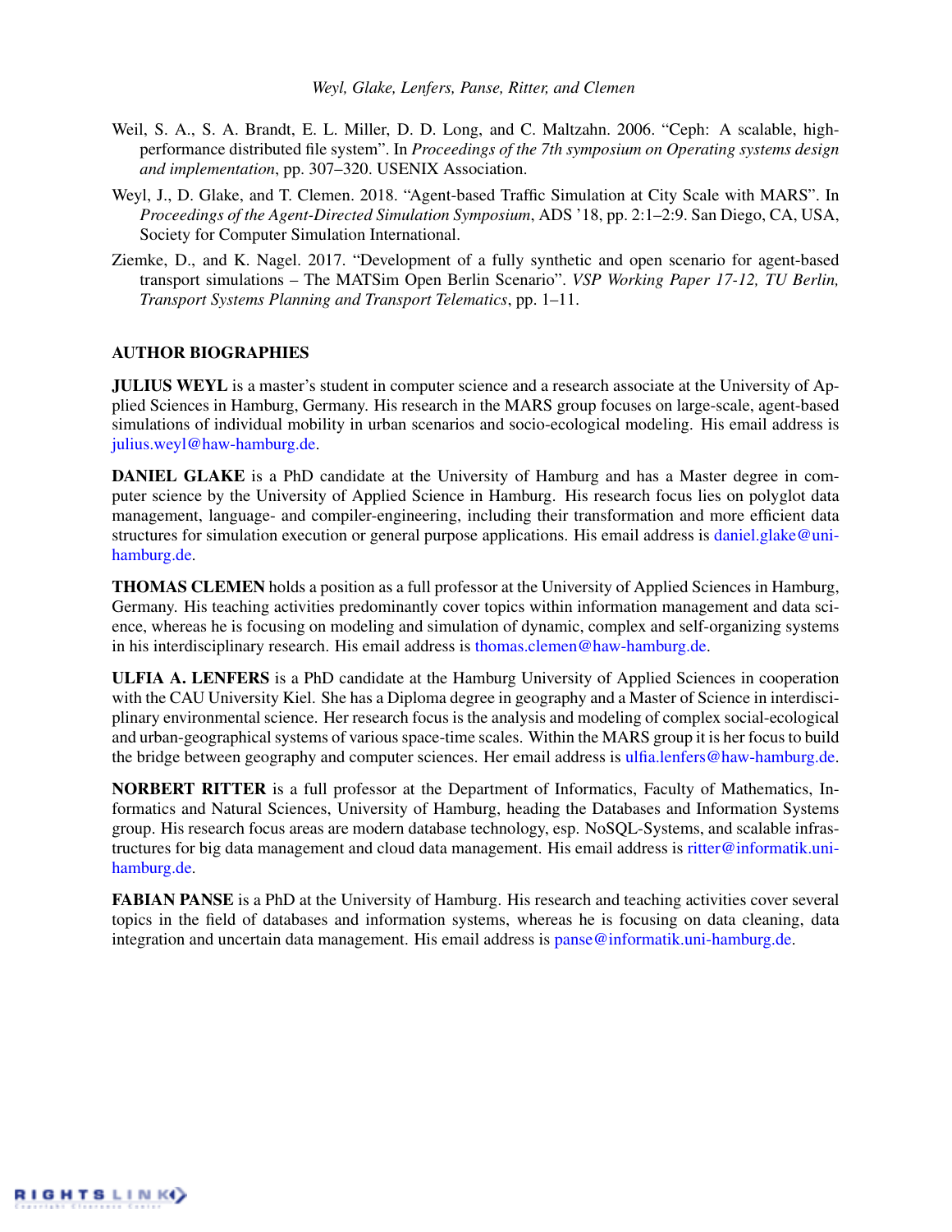Weil, S. A., S. A. Brandt, E. L. Miller, D. D. Long, and C. Maltzahn. 2006. "Ceph: A scalable, high-performance distributed file system". In *Proceedings of the 7th symposium on Operating systems design and implementation*, pp. 307–320. USENIX Association.

Weyl, J., D. Glake, and T. Clemen. 2018. "Agent-based Traffic Simulation at City Scale with MARS". In *Proceedings of the Agent-Directed Simulation Symposium*, ADS '18, pp. 2:1–2:9. San Diego, CA, USA, Society for Computer Simulation International.

Ziemke, D., and K. Nagel. 2017. "Development of a fully synthetic and open scenario for agent-based transport simulations – The MATSim Open Berlin Scenario". *VSP Working Paper 17-12, TU Berlin, Transport Systems Planning and Transport Telematics*, pp. 1–11.

## AUTHOR BIOGRAPHIES

**JULIUS WEYL** is a master's student in computer science and a research associate at the University of Applied Sciences in Hamburg, Germany. His research in the MARS group focuses on large-scale, agent-based simulations of individual mobility in urban scenarios and socio-ecological modeling. His email address is julius.weyl@haw-hamburg.de.

**DANIEL GLAKE** is a PhD candidate at the University of Hamburg and has a Master degree in computer science by the University of Applied Science in Hamburg. His research focus lies on polyglot data management, language- and compiler-engineering, including their transformation and more efficient data structures for simulation execution or general purpose applications. His email address is daniel.glake@uni-hamburg.de.

**THOMAS CLEMEN** holds a position as a full professor at the University of Applied Sciences in Hamburg, Germany. His teaching activities predominantly cover topics within information management and data science, whereas he is focusing on modeling and simulation of dynamic, complex and self-organizing systems in his interdisciplinary research. His email address is thomas.clemen@haw-hamburg.de.

**ULFIA A. LENFERS** is a PhD candidate at the Hamburg University of Applied Sciences in cooperation with the CAU University Kiel. She has a Diploma degree in geography and a Master of Science in interdisciplinary environmental science. Her research focus is the analysis and modeling of complex social-ecological and urban-geographical systems of various space-time scales. Within the MARS group it is her focus to build the bridge between geography and computer sciences. Her email address is ulfia.lenfers@haw-hamburg.de.

**NORBERT RITTER** is a full professor at the Department of Informatics, Faculty of Mathematics, Informatics and Natural Sciences, University of Hamburg, heading the Databases and Information Systems group. His research focus areas are modern database technology, esp. NoSQL-Systems, and scalable infrastructures for big data management and cloud data management. His email address is ritter@informatik.uni-hamburg.de.

**FABIAN PANSE** is a PhD at the University of Hamburg. His research and teaching activities cover several topics in the field of databases and information systems, whereas he is focusing on data cleaning, data integration and uncertain data management. His email address is panse@informatik.uni-hamburg.de.